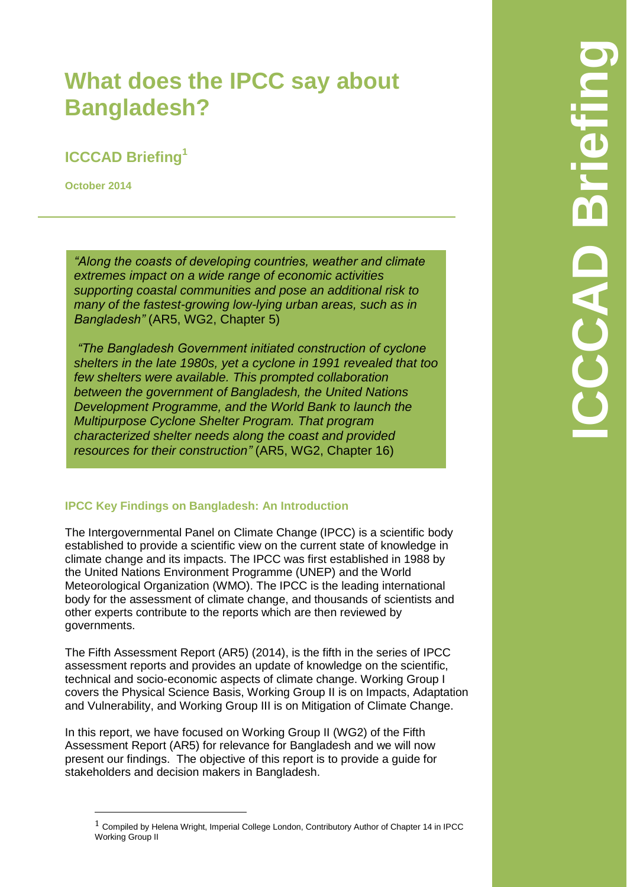# What does the IPCC say about Bangladesh?

## ICCCAD Briefing[1]

**October 2014**

---

> *"Along the coasts of developing countries, weather and climate extremes impact on a wide range of economic activities supporting coastal communities and pose an additional risk to many of the fastest-growing low-lying urban areas, such as in Bangladesh"* (AR5, WG2, Chapter 5)
>
> *"The Bangladesh Government initiated construction of cyclone shelters in the late 1980s, yet a cyclone in 1991 revealed that too few shelters were available. This prompted collaboration between the government of Bangladesh, the United Nations Development Programme, and the World Bank to launch the Multipurpose Cyclone Shelter Program. That program characterized shelter needs along the coast and provided resources for their construction"* (AR5, WG2, Chapter 16)

### IPCC Key Findings on Bangladesh: An Introduction

The Intergovernmental Panel on Climate Change (IPCC) is a scientific body established to provide a scientific view on the current state of knowledge in climate change and its impacts. The IPCC was first established in 1988 by the United Nations Environment Programme (UNEP) and the World Meteorological Organization (WMO). The IPCC is the leading international body for the assessment of climate change, and thousands of scientists and other experts contribute to the reports which are then reviewed by governments.

The Fifth Assessment Report (AR5) (2014), is the fifth in the series of IPCC assessment reports and provides an update of knowledge on the scientific, technical and socio-economic aspects of climate change. Working Group I covers the Physical Science Basis, Working Group II is on Impacts, Adaptation and Vulnerability, and Working Group III is on Mitigation of Climate Change.

In this report, we have focused on Working Group II (WG2) of the Fifth Assessment Report (AR5) for relevance for Bangladesh and we will now present our findings. The objective of this report is to provide a guide for stakeholders and decision makers in Bangladesh.

---

[1] Compiled by Helena Wright, Imperial College London, Contributory Author of Chapter 14 in IPCC Working Group II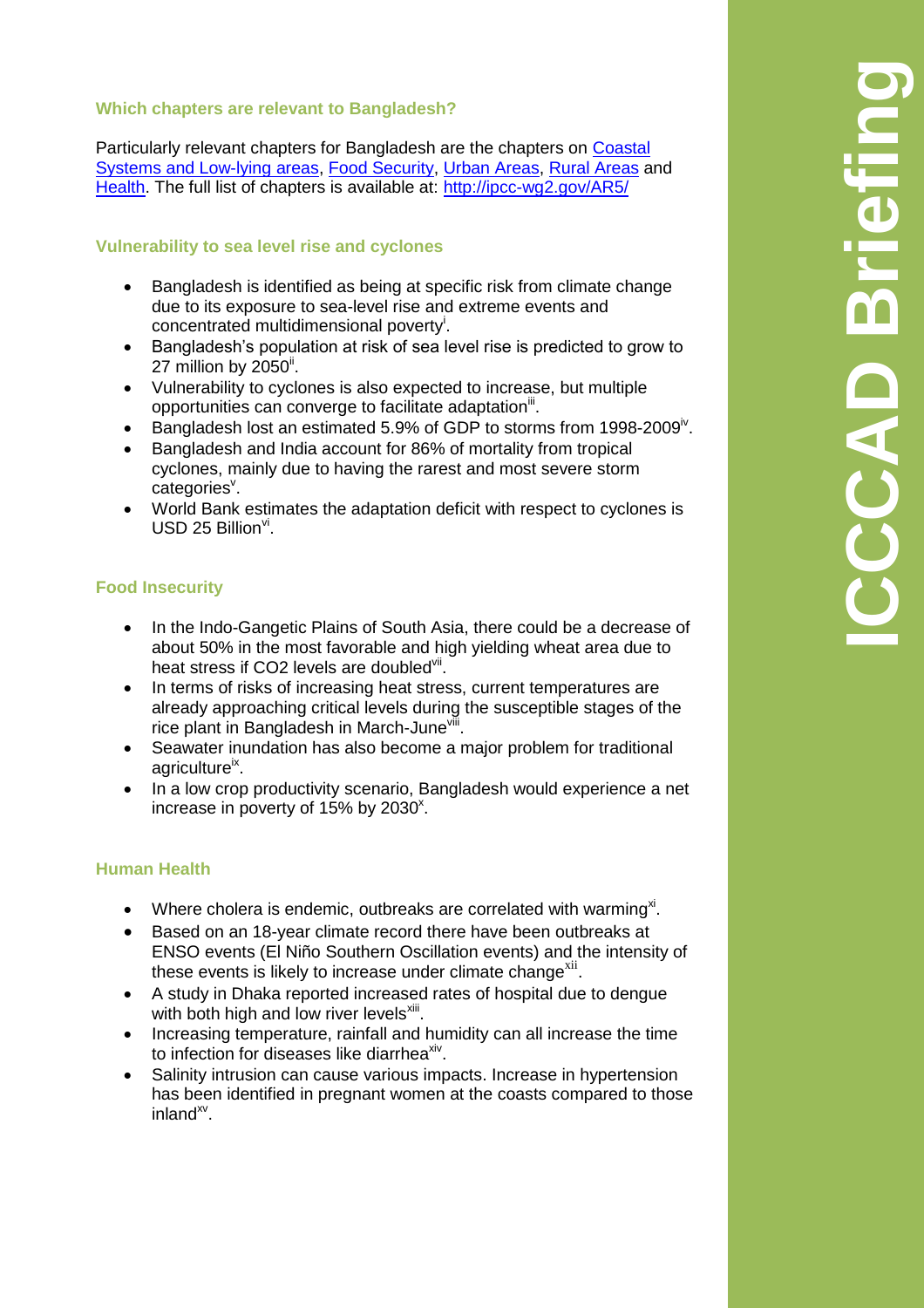### Which chapters are relevant to Bangladesh?

Particularly relevant chapters for Bangladesh are the chapters on [Coastal Systems and Low-lying areas](), [Food Security](), [Urban Areas](), [Rural Areas]() and [Health](). The full list of chapters is available at: [http://ipcc-wg2.gov/AR5/](http://ipcc-wg2.gov/AR5/)

### Vulnerability to sea level rise and cyclones

- Bangladesh is identified as being at specific risk from climate change due to its exposure to sea-level rise and extreme events and concentrated multidimensional poverty[i].
- Bangladesh's population at risk of sea level rise is predicted to grow to 27 million by 2050[ii].
- Vulnerability to cyclones is also expected to increase, but multiple opportunities can converge to facilitate adaptation[iii].
- Bangladesh lost an estimated 5.9% of GDP to storms from 1998-2009[iv].
- Bangladesh and India account for 86% of mortality from tropical cyclones, mainly due to having the rarest and most severe storm categories[v].
- World Bank estimates the adaptation deficit with respect to cyclones is USD 25 Billion[vi].

### Food Insecurity

- In the Indo-Gangetic Plains of South Asia, there could be a decrease of about 50% in the most favorable and high yielding wheat area due to heat stress if CO2 levels are doubled[vii].
- In terms of risks of increasing heat stress, current temperatures are already approaching critical levels during the susceptible stages of the rice plant in Bangladesh in March-June[viii].
- Seawater inundation has also become a major problem for traditional agriculture[ix].
- In a low crop productivity scenario, Bangladesh would experience a net increase in poverty of 15% by 2030[x].

### Human Health

- Where cholera is endemic, outbreaks are correlated with warming[xi].
- Based on an 18-year climate record there have been outbreaks at ENSO events (El Niño Southern Oscillation events) and the intensity of these events is likely to increase under climate change[xii].
- A study in Dhaka reported increased rates of hospital due to dengue with both high and low river levels[xiii].
- Increasing temperature, rainfall and humidity can all increase the time to infection for diseases like diarrhea[xiv].
- Salinity intrusion can cause various impacts. Increase in hypertension has been identified in pregnant women at the coasts compared to those inland[xv].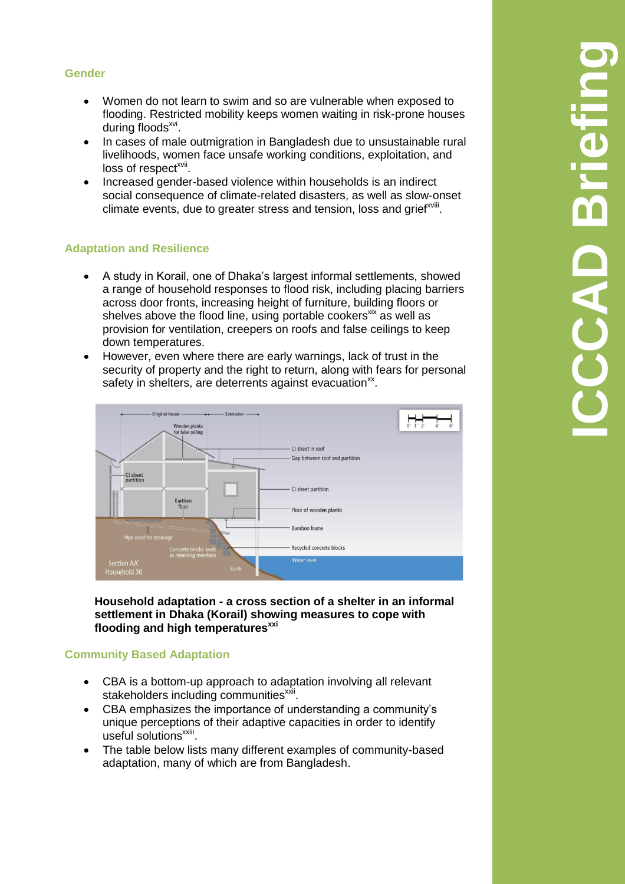### Gender

- Women do not learn to swim and so are vulnerable when exposed to flooding. Restricted mobility keeps women waiting in risk-prone houses during floods[xvi].
- In cases of male outmigration in Bangladesh due to unsustainable rural livelihoods, women face unsafe working conditions, exploitation, and loss of respect[xvii].
- Increased gender-based violence within households is an indirect social consequence of climate-related disasters, as well as slow-onset climate events, due to greater stress and tension, loss and grief[xviii].

### Adaptation and Resilience

- A study in Korail, one of Dhaka's largest informal settlements, showed a range of household responses to flood risk, including placing barriers across door fronts, increasing height of furniture, building floors or shelves above the flood line, using portable cookers[xix] as well as provision for ventilation, creepers on roofs and false ceilings to keep down temperatures.
- However, even where there are early warnings, lack of trust in the security of property and the right to return, along with fears for personal safety in shelters, are deterrents against evacuation[xx].

**Household adaptation - a cross section of a shelter in an informal settlement in Dhaka (Korail) showing measures to cope with flooding and high temperatures[xxi]**

### Community Based Adaptation

- CBA is a bottom-up approach to adaptation involving all relevant stakeholders including communities[xxii].
- CBA emphasizes the importance of understanding a community's unique perceptions of their adaptive capacities in order to identify useful solutions[xxiii].
- The table below lists many different examples of community-based adaptation, many of which are from Bangladesh.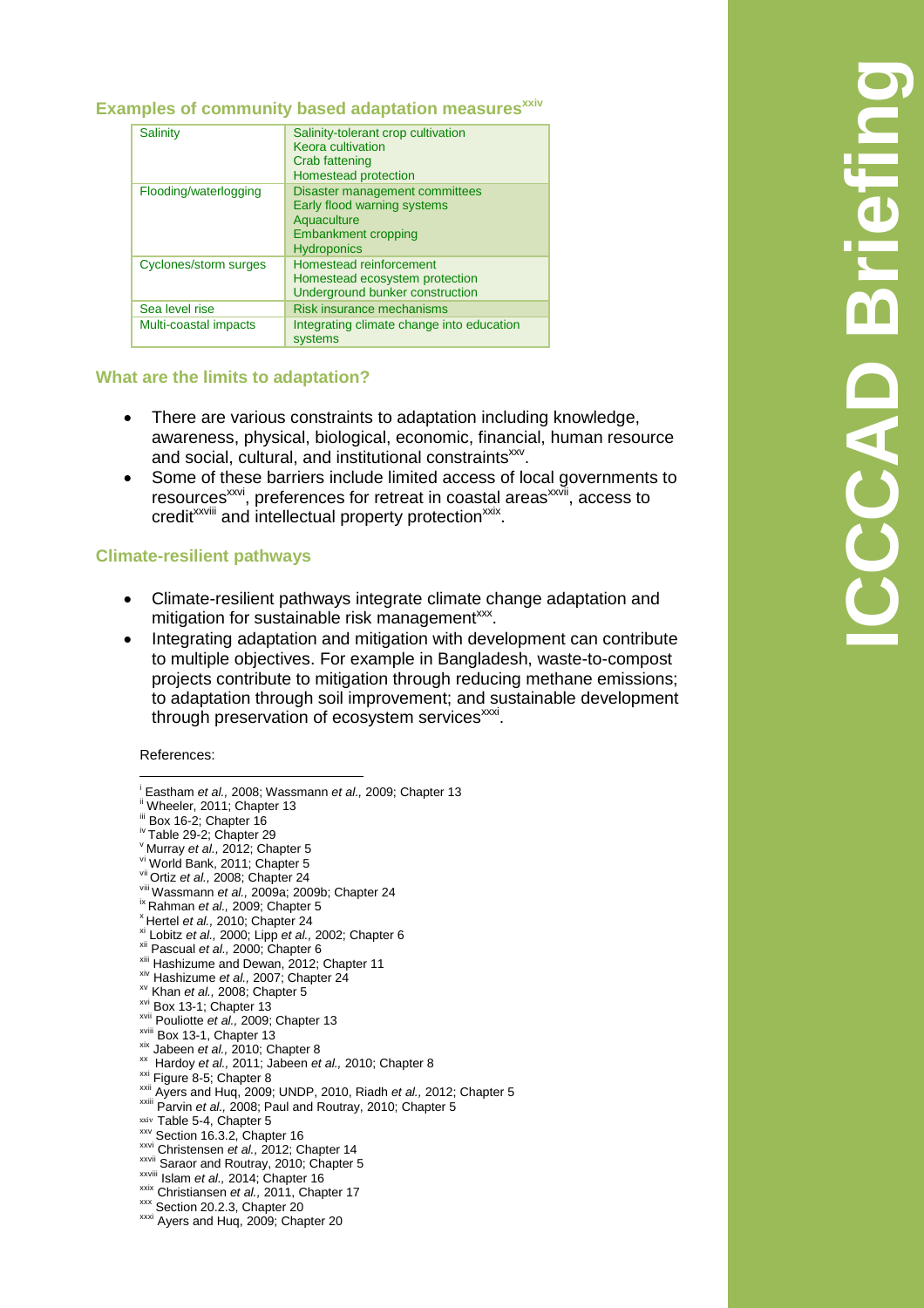### Examples of community based adaptation measures[xxiv]

| | |
|---|---|
| Salinity | Salinity-tolerant crop cultivation<br>Keora cultivation<br>Crab fattening<br>Homestead protection |
| Flooding/waterlogging | Disaster management committees<br>Early flood warning systems<br>Aquaculture<br>Embankment cropping<br>Hydroponics |
| Cyclones/storm surges | Homestead reinforcement<br>Homestead ecosystem protection<br>Underground bunker construction |
| Sea level rise | Risk insurance mechanisms |
| Multi-coastal impacts | Integrating climate change into education systems |

### What are the limits to adaptation?

- There are various constraints to adaptation including knowledge, awareness, physical, biological, economic, financial, human resource and social, cultural, and institutional constraints[xxv].
- Some of these barriers include limited access of local governments to resources[xxvi], preferences for retreat in coastal areas[xxvii], access to credit[xxviii] and intellectual property protection[xxix].

### Climate-resilient pathways

- Climate-resilient pathways integrate climate change adaptation and mitigation for sustainable risk management[xxx].
- Integrating adaptation and mitigation with development can contribute to multiple objectives. For example in Bangladesh, waste-to-compost projects contribute to mitigation through reducing methane emissions; to adaptation through soil improvement; and sustainable development through preservation of ecosystem services[xxxi].

References:

[i] Eastham *et al.,* 2008; Wassmann *et al.,* 2009; Chapter 13
[ii] Wheeler, 2011; Chapter 13
[iii] Box 16-2; Chapter 16
[iv] Table 29-2; Chapter 29
[v] Murray *et al.,* 2012; Chapter 5
[vi] World Bank, 2011; Chapter 5
[vii] Ortiz *et al.,* 2008; Chapter 24
[viii] Wassmann *et al.,* 2009a; 2009b; Chapter 24
[ix] Rahman *et al.,* 2009; Chapter 5
[x] Hertel *et al.,* 2010; Chapter 24
[xi] Lobitz *et al.,* 2000; Lipp *et al.,* 2002; Chapter 6
[xii] Pascual *et al.,* 2000; Chapter 6
[xiii] Hashizume and Dewan, 2012; Chapter 11
[xiv] Hashizume *et al.,* 2007; Chapter 24
[xv] Khan *et al.,* 2008; Chapter 5
[xvi] Box 13-1; Chapter 13
[xvii] Pouliotte *et al.,* 2009; Chapter 13
[xviii] Box 13-1, Chapter 13
[xix] Jabeen *et al.,* 2010; Chapter 8
[xx] Hardoy *et al.,* 2011; Jabeen *et al.,* 2010; Chapter 8
[xxi] Figure 8-5; Chapter 8
[xxii] Ayers and Huq, 2009; UNDP, 2010, Riadh *et al.,* 2012; Chapter 5
[xxiii] Parvin *et al.,* 2008; Paul and Routray, 2010; Chapter 5
[xxiv] Table 5-4, Chapter 5
[xxv] Section 16.3.2, Chapter 16
[xxvi] Christensen *et al.,* 2012; Chapter 14
[xxvii] Saraor and Routray, 2010; Chapter 5
[xxviii] Islam *et al.,* 2014; Chapter 16
[xxix] Christiansen *et al.,* 2011, Chapter 17
[xxx] Section 20.2.3, Chapter 20
[xxxi] Ayers and Huq, 2009; Chapter 20